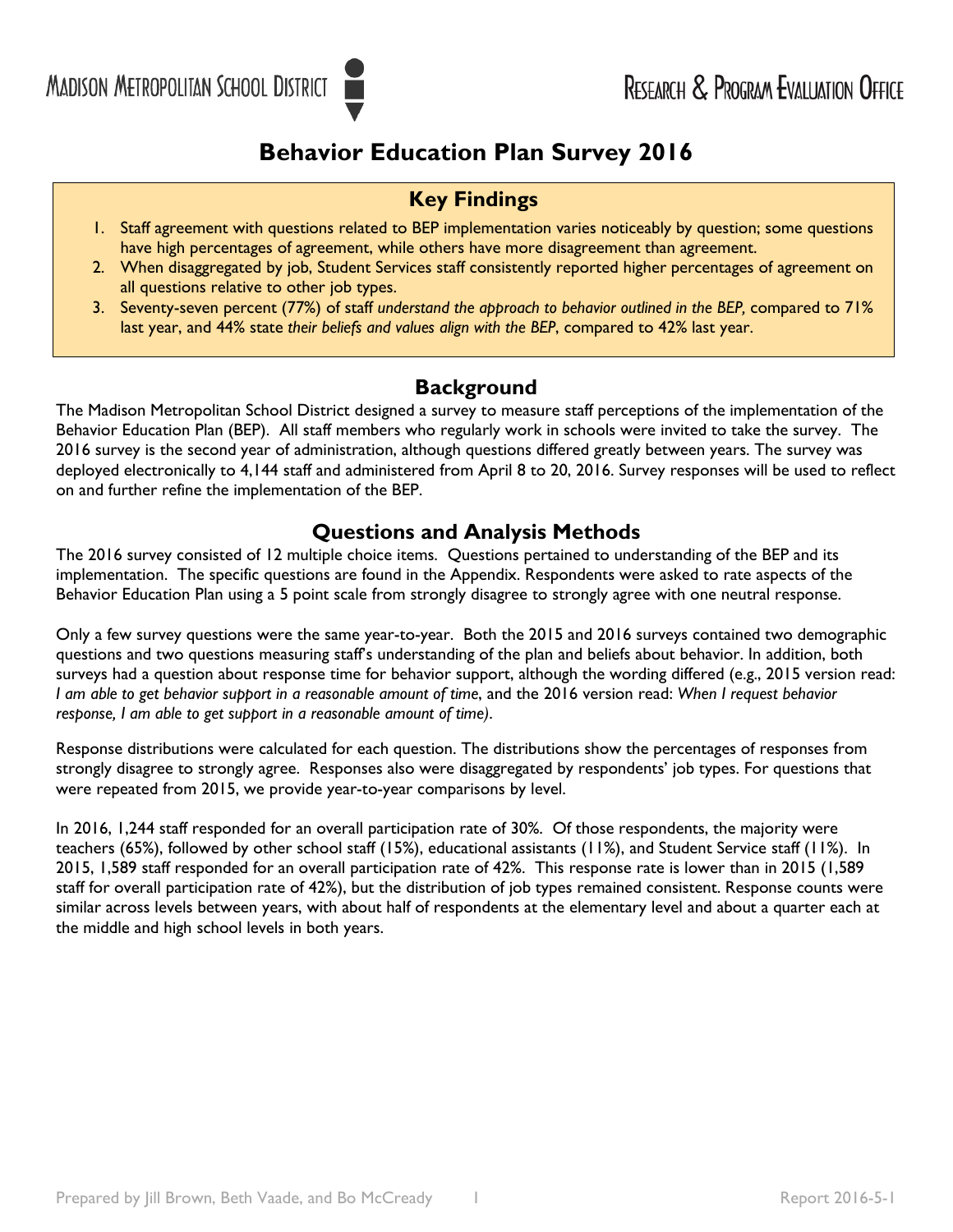Madison Metropolitan School District — Research & Program Evaluation Office

# Behavior Education Plan Survey 2016

## Key Findings

1. Staff agreement with questions related to BEP implementation varies noticeably by question; some questions have high percentages of agreement, while others have more disagreement than agreement.
2. When disaggregated by job, Student Services staff consistently reported higher percentages of agreement on all questions relative to other job types.
3. Seventy-seven percent (77%) of staff *understand the approach to behavior outlined in the BEP,* compared to 71% last year, and 44% state *their beliefs and values align with the BEP*, compared to 42% last year.

## Background

The Madison Metropolitan School District designed a survey to measure staff perceptions of the implementation of the Behavior Education Plan (BEP). All staff members who regularly work in schools were invited to take the survey. The 2016 survey is the second year of administration, although questions differed greatly between years. The survey was deployed electronically to 4,144 staff and administered from April 8 to 20, 2016. Survey responses will be used to reflect on and further refine the implementation of the BEP.

## Questions and Analysis Methods

The 2016 survey consisted of 12 multiple choice items. Questions pertained to understanding of the BEP and its implementation. The specific questions are found in the Appendix. Respondents were asked to rate aspects of the Behavior Education Plan using a 5 point scale from strongly disagree to strongly agree with one neutral response.

Only a few survey questions were the same year-to-year. Both the 2015 and 2016 surveys contained two demographic questions and two questions measuring staff's understanding of the plan and beliefs about behavior. In addition, both surveys had a question about response time for behavior support, although the wording differed (e.g., 2015 version read: *I am able to get behavior support in a reasonable amount of time*, and the 2016 version read: *When I request behavior response, I am able to get support in a reasonable amount of time)*.

Response distributions were calculated for each question. The distributions show the percentages of responses from strongly disagree to strongly agree. Responses also were disaggregated by respondents' job types. For questions that were repeated from 2015, we provide year-to-year comparisons by level.

In 2016, 1,244 staff responded for an overall participation rate of 30%. Of those respondents, the majority were teachers (65%), followed by other school staff (15%), educational assistants (11%), and Student Service staff (11%). In 2015, 1,589 staff responded for an overall participation rate of 42%. This response rate is lower than in 2015 (1,589 staff for overall participation rate of 42%), but the distribution of job types remained consistent. Response counts were similar across levels between years, with about half of respondents at the elementary level and about a quarter each at the middle and high school levels in both years.

Prepared by Jill Brown, Beth Vaade, and Bo McCready — Report 2016-5-1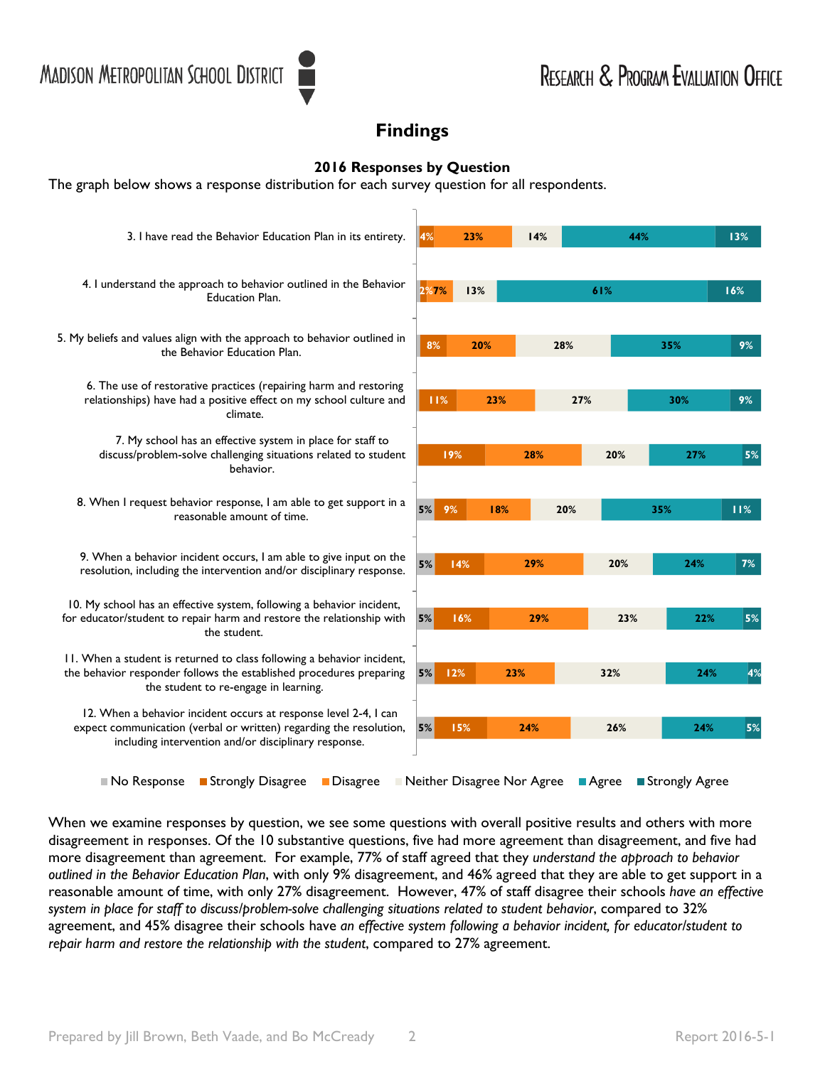## Findings

### 2016 Responses by Question

The graph below shows a response distribution for each survey question for all respondents.

| Question | No Response | Strongly Disagree | Disagree | Neither Disagree Nor Agree | Agree | Strongly Agree |
|---|---|---|---|---|---|---|
| 3. I have read the Behavior Education Plan in its entirety. | | 4% | 23% | 14% | 44% | 13% |
| 4. I understand the approach to behavior outlined in the Behavior Education Plan. | | 2% | 7% | 13% | 61% | 16% |
| 5. My beliefs and values align with the approach to behavior outlined in the Behavior Education Plan. | | 8% | 20% | 28% | 35% | 9% |
| 6. The use of restorative practices (repairing harm and restoring relationships) have had a positive effect on my school culture and climate. | | 11% | 23% | 27% | 30% | 9% |
| 7. My school has an effective system in place for staff to discuss/problem-solve challenging situations related to student behavior. | | 19% | 28% | 20% | 27% | 5% |
| 8. When I request behavior response, I am able to get support in a reasonable amount of time. | 5% | 9% | 18% | 20% | 35% | 11% |
| 9. When a behavior incident occurs, I am able to give input on the resolution, including the intervention and/or disciplinary response. | 5% | 14% | 29% | 20% | 24% | 7% |
| 10. My school has an effective system, following a behavior incident, for educator/student to repair harm and restore the relationship with the student. | 5% | 16% | 29% | 23% | 22% | 5% |
| 11. When a student is returned to class following a behavior incident, the behavior responder follows the established procedures preparing the student to re-engage in learning. | 5% | 12% | 23% | 32% | 24% | 4% |
| 12. When a behavior incident occurs at response level 2-4, I can expect communication (verbal or written) regarding the resolution, including intervention and/or disciplinary response. | 5% | 15% | 24% | 26% | 24% | 5% |

When we examine responses by question, we see some questions with overall positive results and others with more disagreement in responses. Of the 10 substantive questions, five had more agreement than disagreement, and five had more disagreement than agreement. For example, 77% of staff agreed that they *understand the approach to behavior outlined in the Behavior Education Plan*, with only 9% disagreement, and 46% agreed that they are able to get support in a reasonable amount of time, with only 27% disagreement. However, 47% of staff disagree their schools *have an effective system in place for staff to discuss/problem-solve challenging situations related to student behavior*, compared to 32% agreement, and 45% disagree their schools have *an effective system following a behavior incident, for educator/student to repair harm and restore the relationship with the student*, compared to 27% agreement.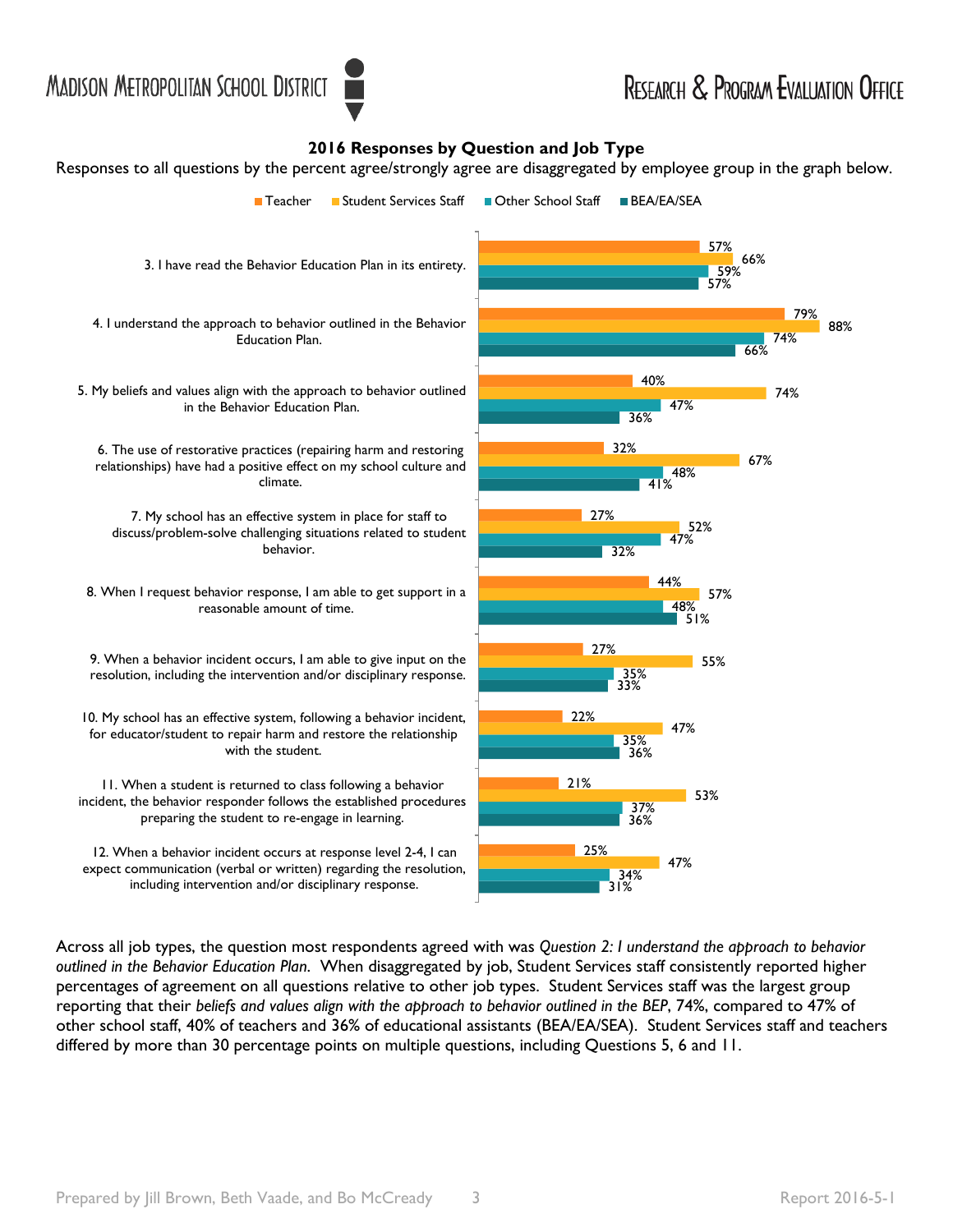**2016 Responses by Question and Job Type**

Responses to all questions by the percent agree/strongly agree are disaggregated by employee group in the graph below.

| Question | Teacher | Student Services Staff | Other School Staff | BEA/EA/SEA |
|---|---|---|---|---|
| 3. I have read the Behavior Education Plan in its entirety. | 57% | 66% | 59% | 57% |
| 4. I understand the approach to behavior outlined in the Behavior Education Plan. | 79% | 88% | 74% | 66% |
| 5. My beliefs and values align with the approach to behavior outlined in the Behavior Education Plan. | 40% | 74% | 47% | 36% |
| 6. The use of restorative practices (repairing harm and restoring relationships) have had a positive effect on my school culture and climate. | 32% | 67% | 48% | 41% |
| 7. My school has an effective system in place for staff to discuss/problem-solve challenging situations related to student behavior. | 27% | 52% | 47% | 32% |
| 8. When I request behavior response, I am able to get support in a reasonable amount of time. | 44% | 57% | 48% | 51% |
| 9. When a behavior incident occurs, I am able to give input on the resolution, including the intervention and/or disciplinary response. | 27% | 55% | 35% | 33% |
| 10. My school has an effective system, following a behavior incident, for educator/student to repair harm and restore the relationship with the student. | 22% | 47% | 35% | 36% |
| 11. When a student is returned to class following a behavior incident, the behavior responder follows the established procedures preparing the student to re-engage in learning. | 21% | 53% | 37% | 36% |
| 12. When a behavior incident occurs at response level 2-4, I can expect communication (verbal or written) regarding the resolution, including intervention and/or disciplinary response. | 25% | 47% | 34% | 31% |

Across all job types, the question most respondents agreed with was *Question 2: I understand the approach to behavior outlined in the Behavior Education Plan.* When disaggregated by job, Student Services staff consistently reported higher percentages of agreement on all questions relative to other job types. Student Services staff was the largest group reporting that their *beliefs and values align with the approach to behavior outlined in the BEP*, 74%, compared to 47% of other school staff, 40% of teachers and 36% of educational assistants (BEA/EA/SEA). Student Services staff and teachers differed by more than 30 percentage points on multiple questions, including Questions 5, 6 and 11.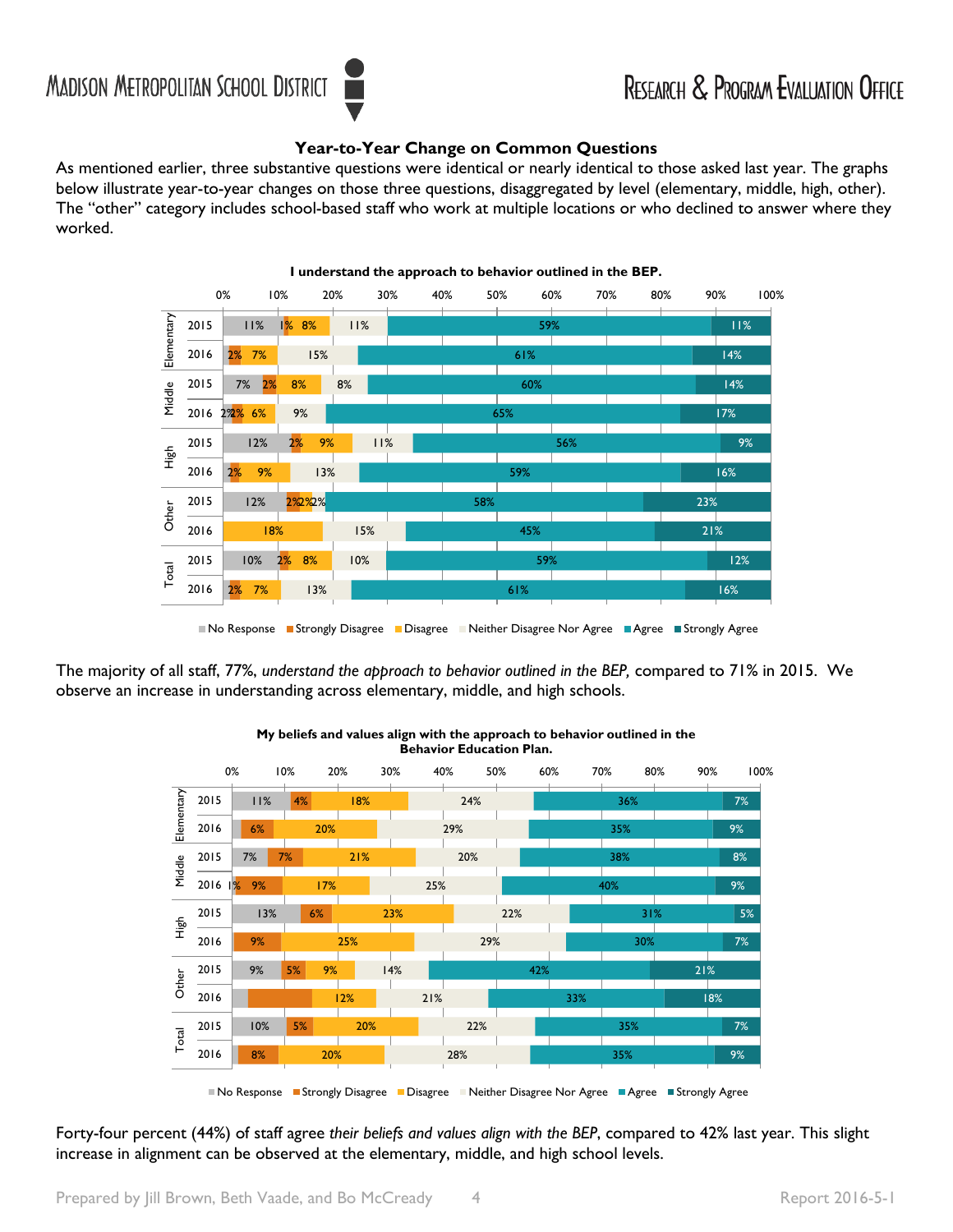### Year-to-Year Change on Common Questions

As mentioned earlier, three substantive questions were identical or nearly identical to those asked last year. The graphs below illustrate year-to-year changes on those three questions, disaggregated by level (elementary, middle, high, other). The "other" category includes school-based staff who work at multiple locations or who declined to answer where they worked.

**I understand the approach to behavior outlined in the BEP.**

| Level | Year | No Response | Strongly Disagree | Disagree | Neither Disagree Nor Agree | Agree | Strongly Agree |
|---|---|---|---|---|---|---|---|
| Elementary | 2015 | 11% | 1% | 8% | 11% | 59% | 11% |
| Elementary | 2016 | | 2% | 7% | 15% | 61% | 14% |
| Middle | 2015 | 7% | 2% | 8% | 8% | 60% | 14% |
| Middle | 2016 | 2% | 2% | 6% | 9% | 65% | 17% |
| High | 2015 | 12% | 2% | 9% | 11% | 56% | 9% |
| High | 2016 | | 2% | 9% | 13% | 59% | 16% |
| Other | 2015 | 12% | 2% | 2% | 2% | 58% | 23% |
| Other | 2016 | | | 18% | 15% | 45% | 21% |
| Total | 2015 | 10% | 2% | 8% | 10% | 59% | 12% |
| Total | 2016 | | 2% | 7% | 13% | 61% | 16% |

The majority of all staff, 77%, *understand the approach to behavior outlined in the BEP,* compared to 71% in 2015. We observe an increase in understanding across elementary, middle, and high schools.

**My beliefs and values align with the approach to behavior outlined in the Behavior Education Plan.**

| Level | Year | No Response | Strongly Disagree | Disagree | Neither Disagree Nor Agree | Agree | Strongly Agree |
|---|---|---|---|---|---|---|---|
| Elementary | 2015 | 11% | 4% | 18% | 24% | 36% | 7% |
| Elementary | 2016 | | 6% | 20% | 29% | 35% | 9% |
| Middle | 2015 | 7% | 7% | 21% | 20% | 38% | 8% |
| Middle | 2016 | 1% | 9% | 17% | 25% | 40% | 9% |
| High | 2015 | 13% | 6% | 23% | 22% | 31% | 5% |
| High | 2016 | | 9% | 25% | 29% | 30% | 7% |
| Other | 2015 | 9% | 5% | 9% | 14% | 42% | 21% |
| Other | 2016 | | | 12% | 21% | 33% | 18% |
| Total | 2015 | 10% | 5% | 20% | 22% | 35% | 7% |
| Total | 2016 | | 8% | 20% | 28% | 35% | 9% |

Forty-four percent (44%) of staff agree *their beliefs and values align with the BEP*, compared to 42% last year. This slight increase in alignment can be observed at the elementary, middle, and high school levels.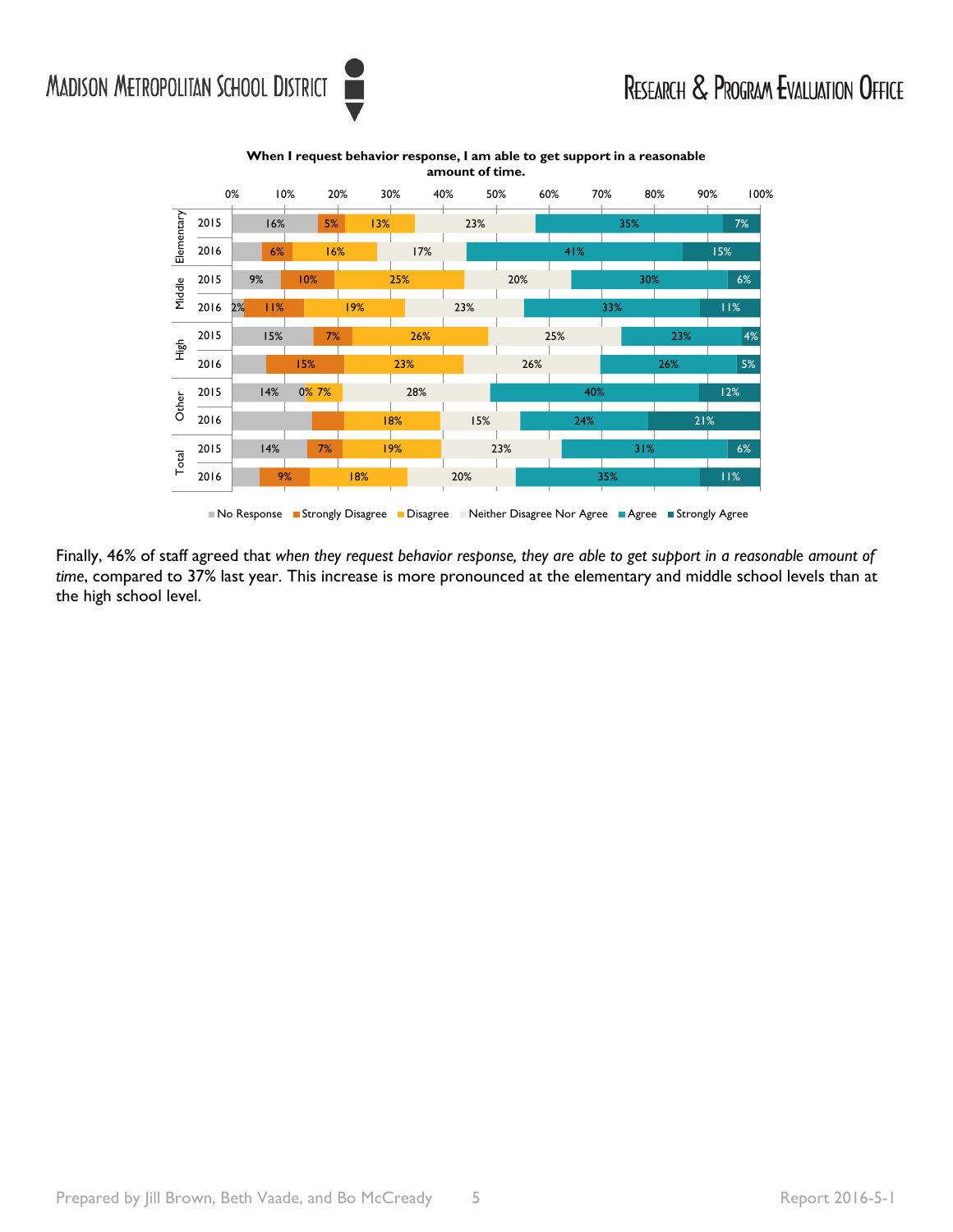**When I request behavior response, I am able to get support in a reasonable amount of time.**

| Group | Year | No Response | Strongly Disagree | Disagree | Neither Disagree Nor Agree | Agree | Strongly Agree |
|---|---|---|---|---|---|---|---|
| Elementary | 2015 | 16% | 5% | 13% | 23% | 35% | 7% |
| | 2016 | | 6% | 16% | 17% | 41% | 15% |
| Middle | 2015 | 9% | 10% | 25% | 20% | 30% | 6% |
| | 2016 | 2% | 11% | 19% | 23% | 33% | 11% |
| High | 2015 | 15% | 7% | 26% | 25% | 23% | 4% |
| | 2016 | | 15% | 23% | 26% | 26% | 5% |
| Other | 2015 | 14% | 0% | 7% | 28% | 40% | 12% |
| | 2016 | | | 18% | 15% | 24% | 21% |
| Total | 2015 | 14% | 7% | 19% | 23% | 31% | 6% |
| | 2016 | | 9% | 18% | 20% | 35% | 11% |

Finally, 46% of staff agreed that *when they request behavior response, they are able to get support in a reasonable amount of time*, compared to 37% last year. This increase is more pronounced at the elementary and middle school levels than at the high school level.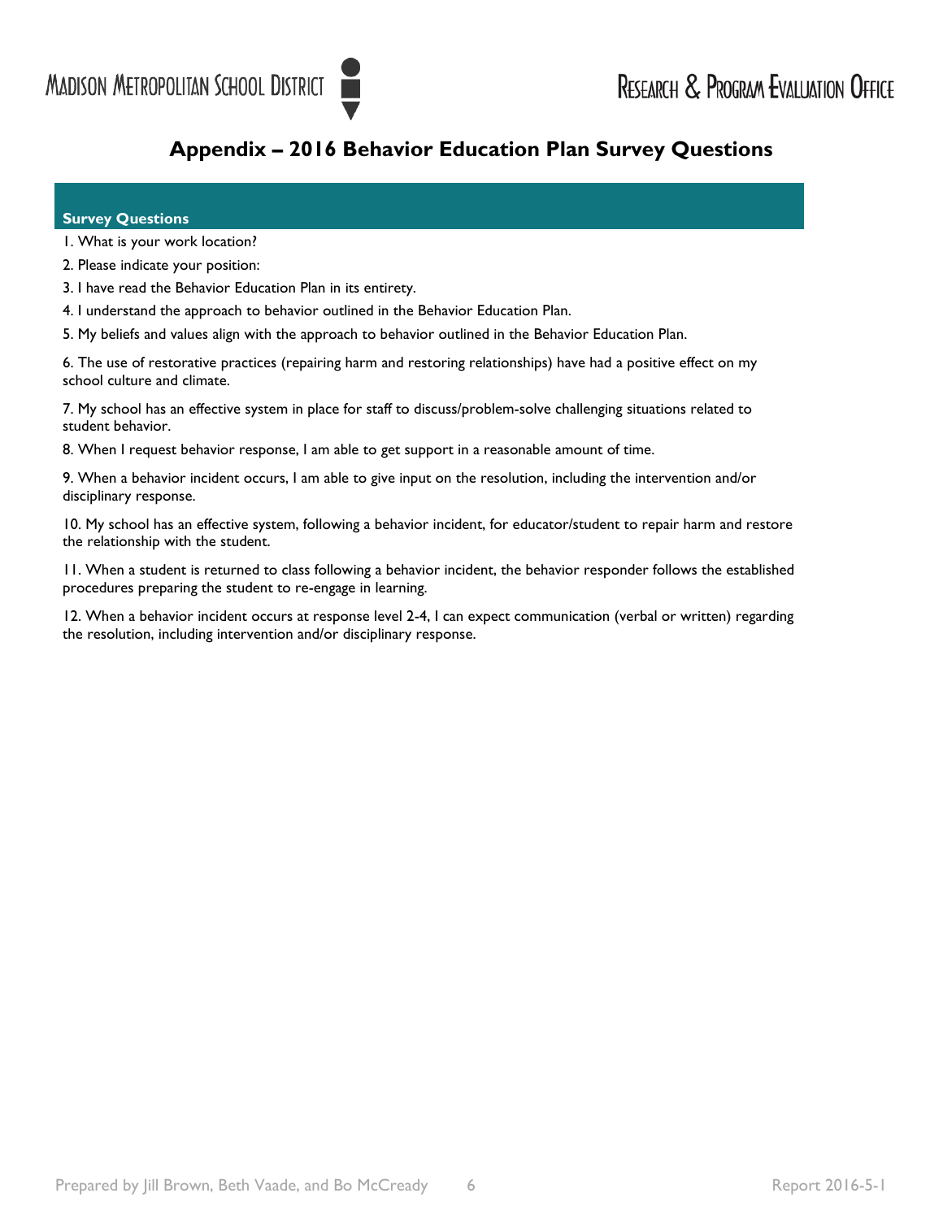# Appendix – 2016 Behavior Education Plan Survey Questions

**Survey Questions**

1. What is your work location?
2. Please indicate your position:
3. I have read the Behavior Education Plan in its entirety.
4. I understand the approach to behavior outlined in the Behavior Education Plan.
5. My beliefs and values align with the approach to behavior outlined in the Behavior Education Plan.
6. The use of restorative practices (repairing harm and restoring relationships) have had a positive effect on my school culture and climate.
7. My school has an effective system in place for staff to discuss/problem-solve challenging situations related to student behavior.
8. When I request behavior response, I am able to get support in a reasonable amount of time.
9. When a behavior incident occurs, I am able to give input on the resolution, including the intervention and/or disciplinary response.
10. My school has an effective system, following a behavior incident, for educator/student to repair harm and restore the relationship with the student.
11. When a student is returned to class following a behavior incident, the behavior responder follows the established procedures preparing the student to re-engage in learning.
12. When a behavior incident occurs at response level 2-4, I can expect communication (verbal or written) regarding the resolution, including intervention and/or disciplinary response.